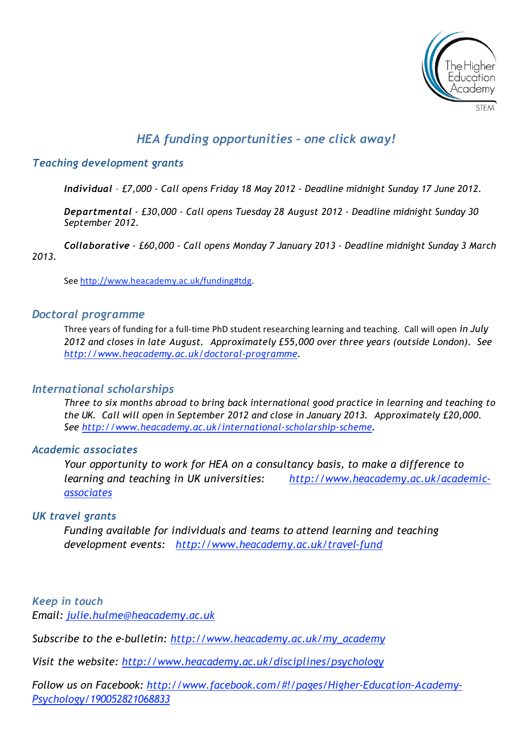The Higher Education Academy STEM

# *HEA funding opportunities – one click away!*

## *Teaching development grants*

***Individual*** *- £7,000 - Call opens Friday 18 May 2012 - Deadline midnight Sunday 17 June 2012.*

***Departmental*** *- £30,000 - Call opens Tuesday 28 August 2012 - Deadline midnight Sunday 30 September 2012.*

***Collaborative*** *- £60,000 - Call opens Monday 7 January 2013 - Deadline midnight Sunday 3 March 2013.*

See http://www.heacademy.ac.uk/funding#tdg.

## *Doctoral programme*

Three years of funding for a full-time PhD student researching learning and teaching. Call will open *in July 2012 and closes in late August. Approximately £55,000 over three years (outside London). See http://www.heacademy.ac.uk/doctoral-programme.*

## *International scholarships*

*Three to six months abroad to bring back international good practice in learning and teaching to the UK. Call will open in September 2012 and close in January 2013. Approximately £20,000. See http://www.heacademy.ac.uk/international-scholarship-scheme.*

## *Academic associates*

*Your opportunity to work for HEA on a consultancy basis, to make a difference to learning and teaching in UK universities: http://www.heacademy.ac.uk/academic-associates*

## *UK travel grants*

*Funding available for individuals and teams to attend learning and teaching development events: http://www.heacademy.ac.uk/travel-fund*

## *Keep in touch*

*Email: julie.hulme@heacademy.ac.uk*

*Subscribe to the e-bulletin: http://www.heacademy.ac.uk/my_academy*

*Visit the website: http://www.heacademy.ac.uk/disciplines/psychology*

*Follow us on Facebook: http://www.facebook.com/#!/pages/Higher-Education-Academy-Psychology/190052821068833*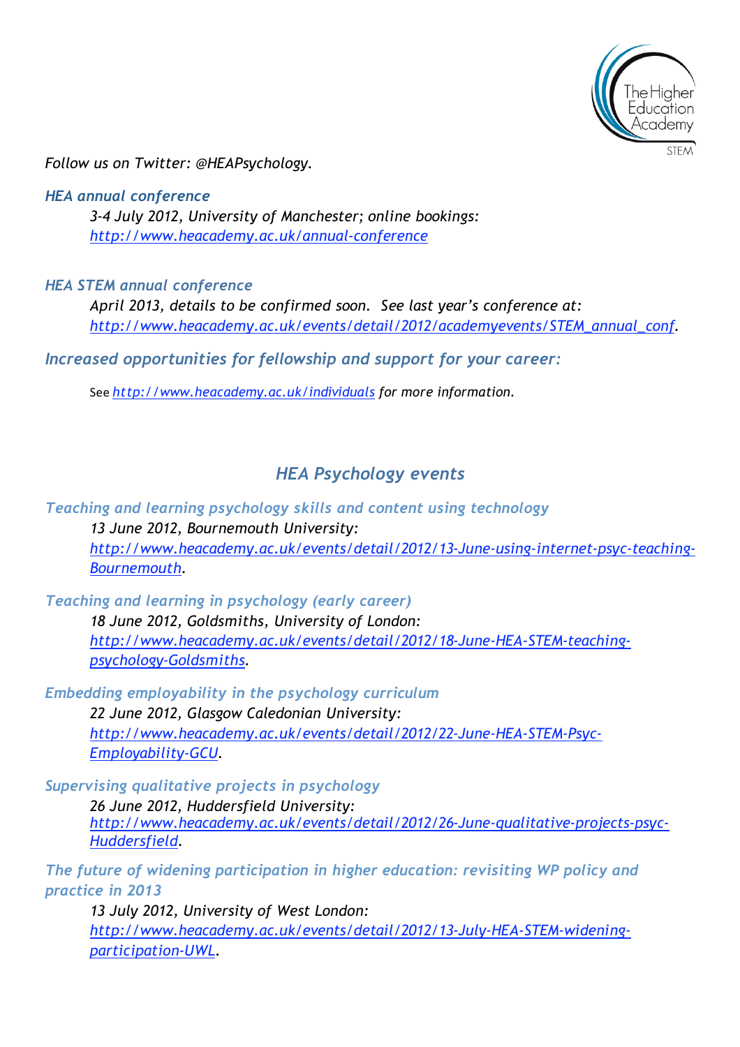*Follow us on Twitter: @HEAPsychology.*

### *HEA annual conference*

*3-4 July 2012, University of Manchester; online bookings: [http://www.heacademy.ac.uk/annual-conference](http://www.heacademy.ac.uk/annual-conference)*

### *HEA STEM annual conference*

*April 2013, details to be confirmed soon. See last year's conference at: [http://www.heacademy.ac.uk/events/detail/2012/academyevents/STEM_annual_conf](http://www.heacademy.ac.uk/events/detail/2012/academyevents/STEM_annual_conf).*

### *Increased opportunities for fellowship and support for your career:*

See *[http://www.heacademy.ac.uk/individuals](http://www.heacademy.ac.uk/individuals) for more information.*

## *HEA Psychology events*

### *Teaching and learning psychology skills and content using technology*

*13 June 2012, Bournemouth University: [http://www.heacademy.ac.uk/events/detail/2012/13-June-using-internet-psyc-teaching-Bournemouth](http://www.heacademy.ac.uk/events/detail/2012/13-June-using-internet-psyc-teaching-Bournemouth).*

### *Teaching and learning in psychology (early career)*

*18 June 2012, Goldsmiths, University of London: [http://www.heacademy.ac.uk/events/detail/2012/18-June-HEA-STEM-teaching-psychology-Goldsmiths](http://www.heacademy.ac.uk/events/detail/2012/18-June-HEA-STEM-teaching-psychology-Goldsmiths).*

### *Embedding employability in the psychology curriculum*

*22 June 2012, Glasgow Caledonian University: [http://www.heacademy.ac.uk/events/detail/2012/22-June-HEA-STEM-Psyc-Employability-GCU](http://www.heacademy.ac.uk/events/detail/2012/22-June-HEA-STEM-Psyc-Employability-GCU).*

### *Supervising qualitative projects in psychology*

*26 June 2012, Huddersfield University: [http://www.heacademy.ac.uk/events/detail/2012/26-June-qualitative-projects-psyc-Huddersfield](http://www.heacademy.ac.uk/events/detail/2012/26-June-qualitative-projects-psyc-Huddersfield).*

### *The future of widening participation in higher education: revisiting WP policy and practice in 2013*

*13 July 2012, University of West London: [http://www.heacademy.ac.uk/events/detail/2012/13-July-HEA-STEM-widening-participation-UWL](http://www.heacademy.ac.uk/events/detail/2012/13-July-HEA-STEM-widening-participation-UWL).*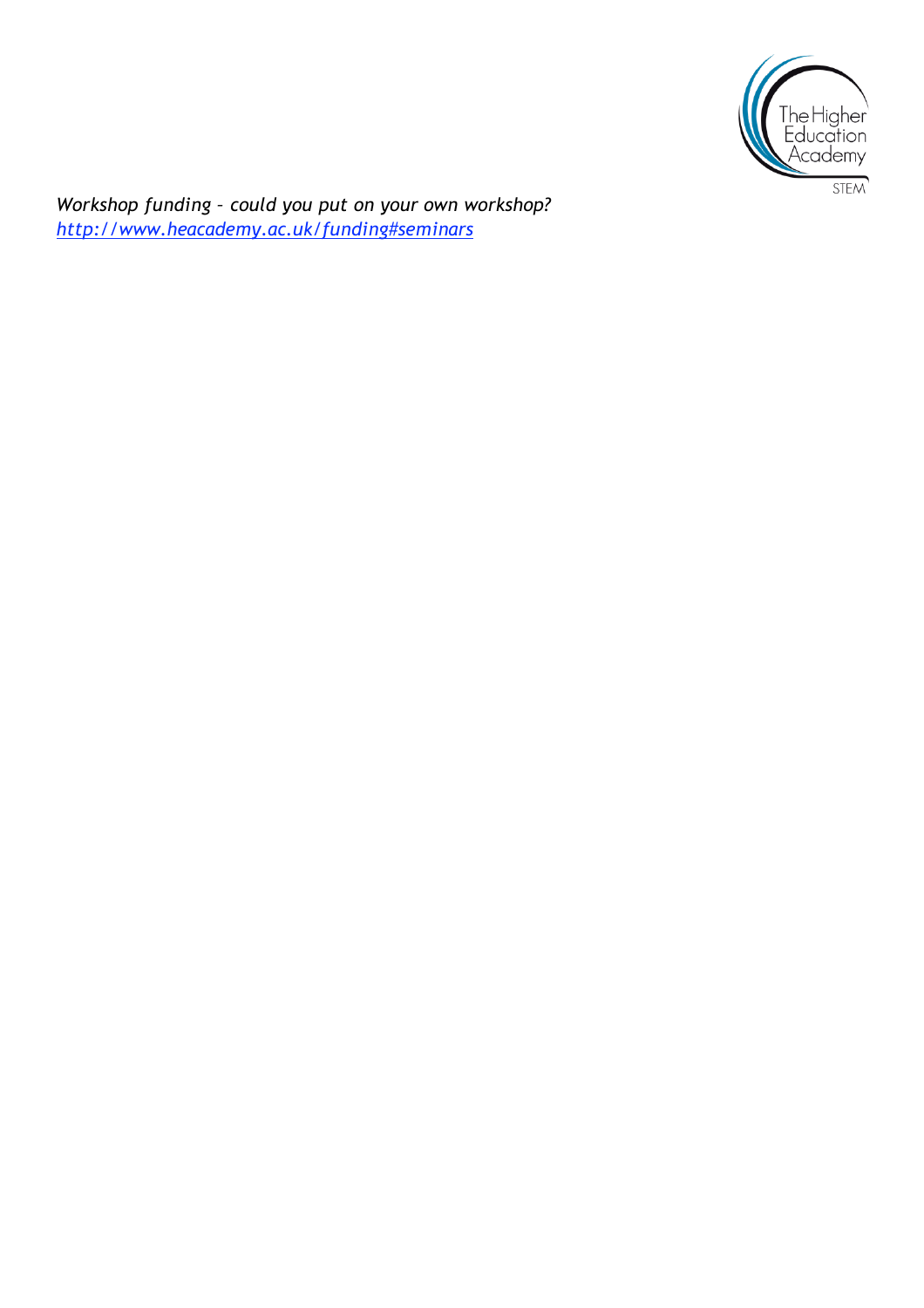*Workshop funding – could you put on your own workshop?*
*[http://www.heacademy.ac.uk/funding#seminars](http://www.heacademy.ac.uk/funding#seminars)*